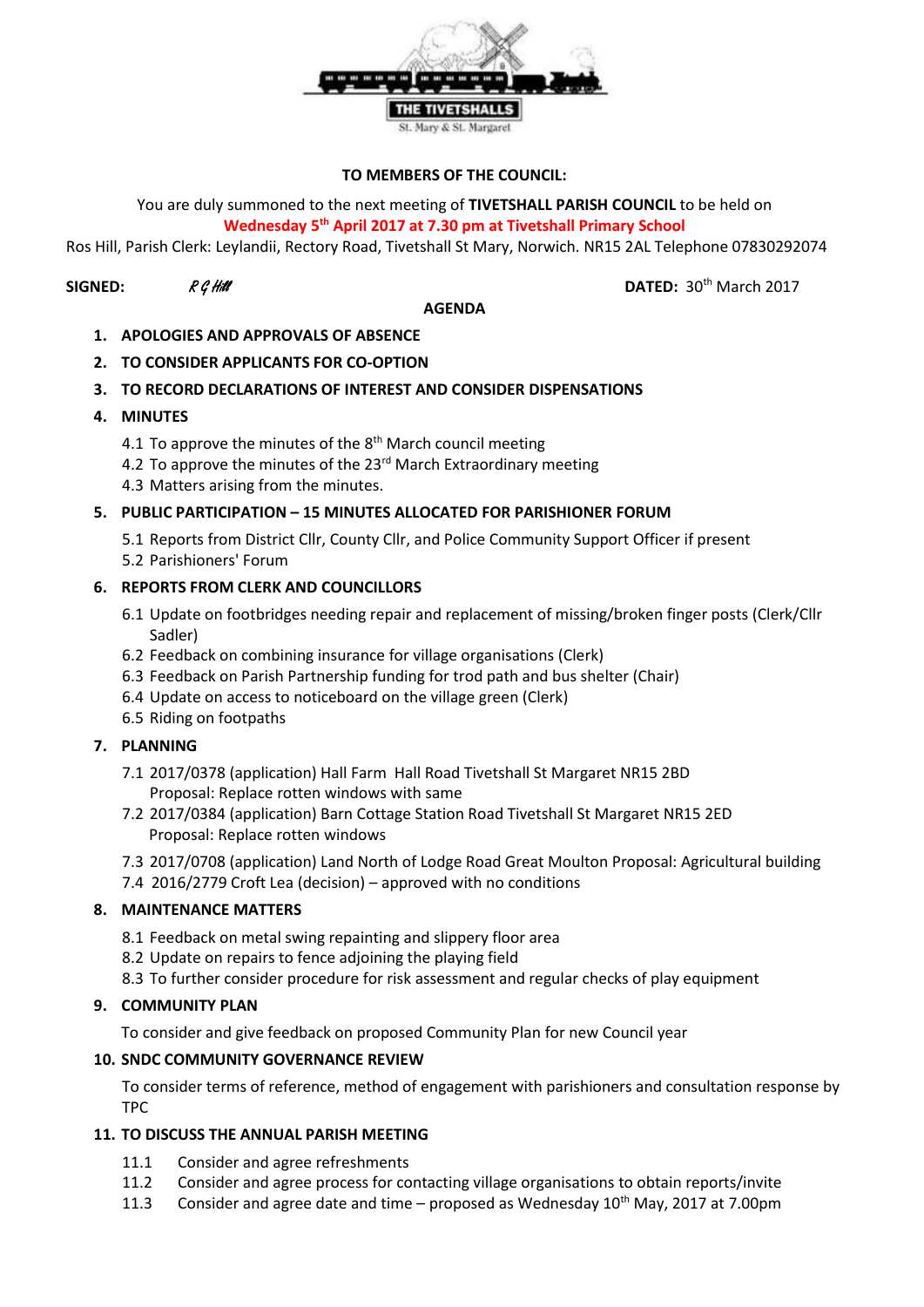THE TIVETSHALLS
St. Mary & St. Margaret

**TO MEMBERS OF THE COUNCIL:**

You are duly summoned to the next meeting of **TIVETSHALL PARISH COUNCIL** to be held on **Wednesday 5th April 2017 at 7.30 pm at Tivetshall Primary School**

Ros Hill, Parish Clerk: Leylandii, Rectory Road, Tivetshall St Mary, Norwich. NR15 2AL Telephone 07830292074

**SIGNED:** *R G Hill* **DATED:** 30th March 2017

**AGENDA**

1. **APOLOGIES AND APPROVALS OF ABSENCE**
2. **TO CONSIDER APPLICANTS FOR CO-OPTION**
3. **TO RECORD DECLARATIONS OF INTEREST AND CONSIDER DISPENSATIONS**
4. **MINUTES**
   - 4.1 To approve the minutes of the 8th March council meeting
   - 4.2 To approve the minutes of the 23rd March Extraordinary meeting
   - 4.3 Matters arising from the minutes.
5. **PUBLIC PARTICIPATION – 15 MINUTES ALLOCATED FOR PARISHIONER FORUM**
   - 5.1 Reports from District Cllr, County Cllr, and Police Community Support Officer if present
   - 5.2 Parishioners' Forum
6. **REPORTS FROM CLERK AND COUNCILLORS**
   - 6.1 Update on footbridges needing repair and replacement of missing/broken finger posts (Clerk/Cllr Sadler)
   - 6.2 Feedback on combining insurance for village organisations (Clerk)
   - 6.3 Feedback on Parish Partnership funding for trod path and bus shelter (Chair)
   - 6.4 Update on access to noticeboard on the village green (Clerk)
   - 6.5 Riding on footpaths
7. **PLANNING**
   - 7.1 2017/0378 (application) Hall Farm Hall Road Tivetshall St Margaret NR15 2BD
     Proposal: Replace rotten windows with same
   - 7.2 2017/0384 (application) Barn Cottage Station Road Tivetshall St Margaret NR15 2ED
     Proposal: Replace rotten windows
   - 7.3 2017/0708 (application) Land North of Lodge Road Great Moulton Proposal: Agricultural building
   - 7.4 2016/2779 Croft Lea (decision) – approved with no conditions
8. **MAINTENANCE MATTERS**
   - 8.1 Feedback on metal swing repainting and slippery floor area
   - 8.2 Update on repairs to fence adjoining the playing field
   - 8.3 To further consider procedure for risk assessment and regular checks of play equipment
9. **COMMUNITY PLAN**

   To consider and give feedback on proposed Community Plan for new Council year
10. **SNDC COMMUNITY GOVERNANCE REVIEW**

    To consider terms of reference, method of engagement with parishioners and consultation response by TPC
11. **TO DISCUSS THE ANNUAL PARISH MEETING**
    - 11.1 Consider and agree refreshments
    - 11.2 Consider and agree process for contacting village organisations to obtain reports/invite
    - 11.3 Consider and agree date and time – proposed as Wednesday 10th May, 2017 at 7.00pm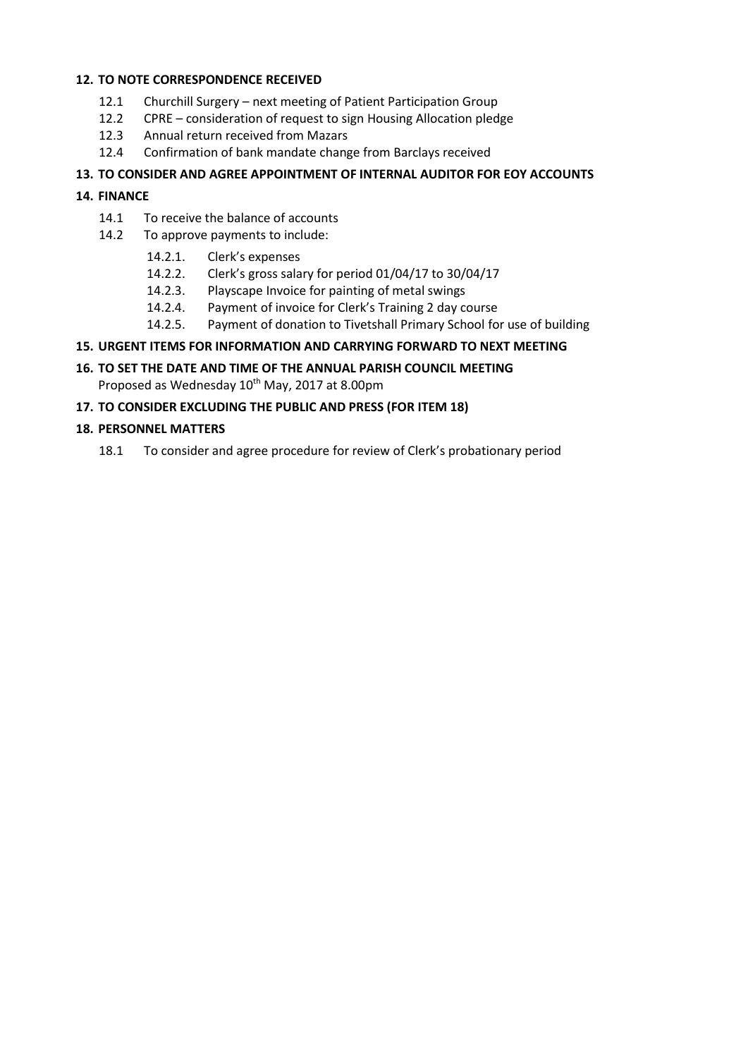**12. TO NOTE CORRESPONDENCE RECEIVED**

- 12.1 Churchill Surgery – next meeting of Patient Participation Group
- 12.2 CPRE – consideration of request to sign Housing Allocation pledge
- 12.3 Annual return received from Mazars
- 12.4 Confirmation of bank mandate change from Barclays received

**13. TO CONSIDER AND AGREE APPOINTMENT OF INTERNAL AUDITOR FOR EOY ACCOUNTS**

**14. FINANCE**

- 14.1 To receive the balance of accounts
- 14.2 To approve payments to include:
  - 14.2.1. Clerk's expenses
  - 14.2.2. Clerk's gross salary for period 01/04/17 to 30/04/17
  - 14.2.3. Playscape Invoice for painting of metal swings
  - 14.2.4. Payment of invoice for Clerk's Training 2 day course
  - 14.2.5. Payment of donation to Tivetshall Primary School for use of building

**15. URGENT ITEMS FOR INFORMATION AND CARRYING FORWARD TO NEXT MEETING**

**16. TO SET THE DATE AND TIME OF THE ANNUAL PARISH COUNCIL MEETING**

Proposed as Wednesday 10th May, 2017 at 8.00pm

**17. TO CONSIDER EXCLUDING THE PUBLIC AND PRESS (FOR ITEM 18)**

**18. PERSONNEL MATTERS**

- 18.1 To consider and agree procedure for review of Clerk's probationary period